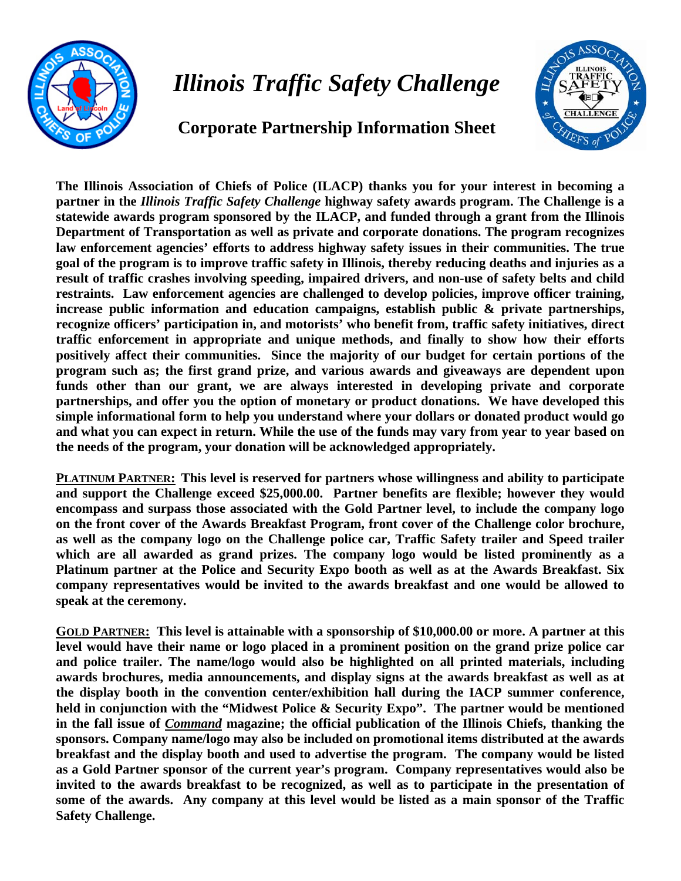# *Illinois Traffic Safety Challenge*

## Corporate Partnership Information Sheet

**The Illinois Association of Chiefs of Police (ILACP) thanks you for your interest in becoming a partner in the *Illinois Traffic Safety Challenge* highway safety awards program. The Challenge is a statewide awards program sponsored by the ILACP, and funded through a grant from the Illinois Department of Transportation as well as private and corporate donations. The program recognizes law enforcement agencies' efforts to address highway safety issues in their communities. The true goal of the program is to improve traffic safety in Illinois, thereby reducing deaths and injuries as a result of traffic crashes involving speeding, impaired drivers, and non-use of safety belts and child restraints. Law enforcement agencies are challenged to develop policies, improve officer training, increase public information and education campaigns, establish public & private partnerships, recognize officers' participation in, and motorists' who benefit from, traffic safety initiatives, direct traffic enforcement in appropriate and unique methods, and finally to show how their efforts positively affect their communities. Since the majority of our budget for certain portions of the program such as; the first grand prize, and various awards and giveaways are dependent upon funds other than our grant, we are always interested in developing private and corporate partnerships, and offer you the option of monetary or product donations. We have developed this simple informational form to help you understand where your dollars or donated product would go and what you can expect in return. While the use of the funds may vary from year to year based on the needs of the program, your donation will be acknowledged appropriately.**

**<u>PLATINUM PARTNER:</u> This level is reserved for partners whose willingness and ability to participate and support the Challenge exceed $25,000.00. Partner benefits are flexible; however they would encompass and surpass those associated with the Gold Partner level, to include the company logo on the front cover of the Awards Breakfast Program, front cover of the Challenge color brochure, as well as the company logo on the Challenge police car, Traffic Safety trailer and Speed trailer which are all awarded as grand prizes. The company logo would be listed prominently as a Platinum partner at the Police and Security Expo booth as well as at the Awards Breakfast. Six company representatives would be invited to the awards breakfast and one would be allowed to speak at the ceremony.**

**<u>GOLD PARTNER:</u> This level is attainable with a sponsorship of $10,000.00 or more. A partner at this level would have their name or logo placed in a prominent position on the grand prize police car and police trailer. The name/logo would also be highlighted on all printed materials, including awards brochures, media announcements, and display signs at the awards breakfast as well as at the display booth in the convention center/exhibition hall during the IACP summer conference, held in conjunction with the "Midwest Police & Security Expo". The partner would be mentioned in the fall issue of *<u>Command</u>* magazine; the official publication of the Illinois Chiefs, thanking the sponsors. Company name/logo may also be included on promotional items distributed at the awards breakfast and the display booth and used to advertise the program. The company would be listed as a Gold Partner sponsor of the current year's program. Company representatives would also be invited to the awards breakfast to be recognized, as well as to participate in the presentation of some of the awards. Any company at this level would be listed as a main sponsor of the Traffic Safety Challenge.**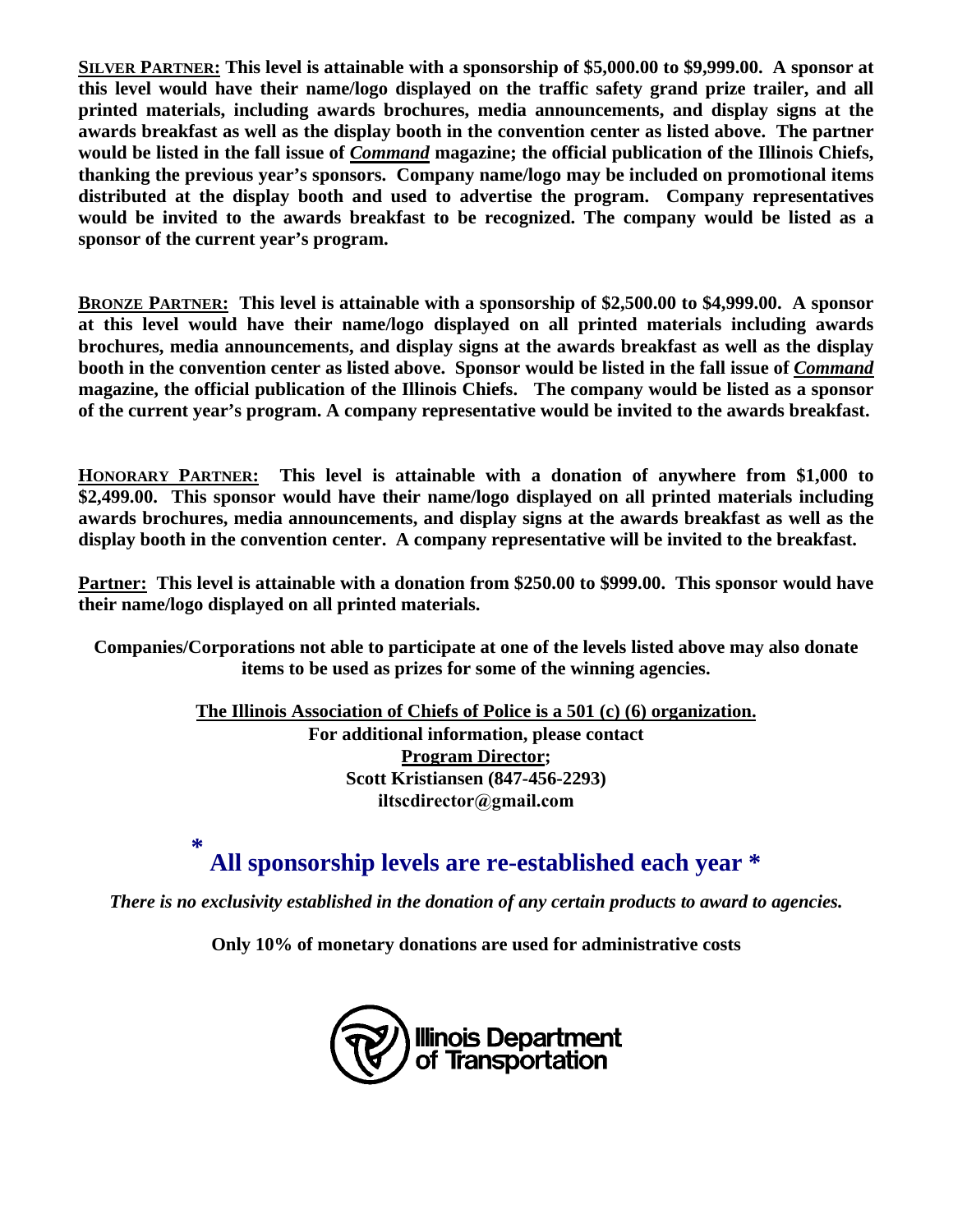**<u>SILVER PARTNER:</u> This level is attainable with a sponsorship of $5,000.00 to $9,999.00. A sponsor at this level would have their name/logo displayed on the traffic safety grand prize trailer, and all printed materials, including awards brochures, media announcements, and display signs at the awards breakfast as well as the display booth in the convention center as listed above. The partner would be listed in the fall issue of *<u>Command</u>* magazine; the official publication of the Illinois Chiefs, thanking the previous year's sponsors. Company name/logo may be included on promotional items distributed at the display booth and used to advertise the program. Company representatives would be invited to the awards breakfast to be recognized. The company would be listed as a sponsor of the current year's program.**

**<u>BRONZE PARTNER:</u> This level is attainable with a sponsorship of $2,500.00 to $4,999.00. A sponsor at this level would have their name/logo displayed on all printed materials including awards brochures, media announcements, and display signs at the awards breakfast as well as the display booth in the convention center as listed above. Sponsor would be listed in the fall issue of *<u>Command</u>* magazine, the official publication of the Illinois Chiefs. The company would be listed as a sponsor of the current year's program. A company representative would be invited to the awards breakfast.**

**<u>HONORARY PARTNER:</u> This level is attainable with a donation of anywhere from $1,000 to $2,499.00. This sponsor would have their name/logo displayed on all printed materials including awards brochures, media announcements, and display signs at the awards breakfast as well as the display booth in the convention center. A company representative will be invited to the breakfast.**

**<u>Partner:</u> This level is attainable with a donation from $250.00 to $999.00. This sponsor would have their name/logo displayed on all printed materials.**

**Companies/Corporations not able to participate at one of the levels listed above may also donate items to be used as prizes for some of the winning agencies.**

**<u>The Illinois Association of Chiefs of Police is a 501 (c) (6) organization.</u>**
**For additional information, please contact**
**<u>Program Director;</u>**
**Scott Kristiansen (847-456-2293)**
**iltscdirector@gmail.com**

## * All sponsorship levels are re-established each year *

***There is no exclusivity established in the donation of any certain products to award to agencies.***

**Only 10% of monetary donations are used for administrative costs**

Illinois Department of Transportation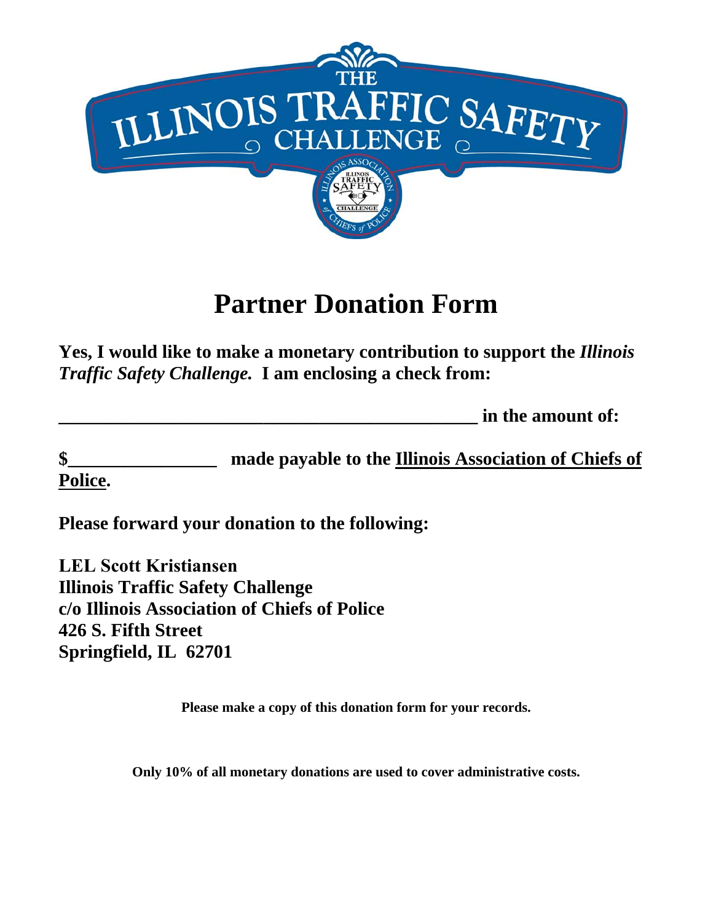# Partner Donation Form

**Yes, I would like to make a monetary contribution to support the *Illinois Traffic Safety Challenge.* I am enclosing a check from:**

**_______________________________________________ in the amount of:**

**$________________ made payable to the <u>Illinois Association of Chiefs of Police</u>.**

**Please forward your donation to the following:**

**LEL Scott Kristiansen**
**Illinois Traffic Safety Challenge**
**c/o Illinois Association of Chiefs of Police**
**426 S. Fifth Street**
**Springfield, IL 62701**

**Please make a copy of this donation form for your records.**

**Only 10% of all monetary donations are used to cover administrative costs.**